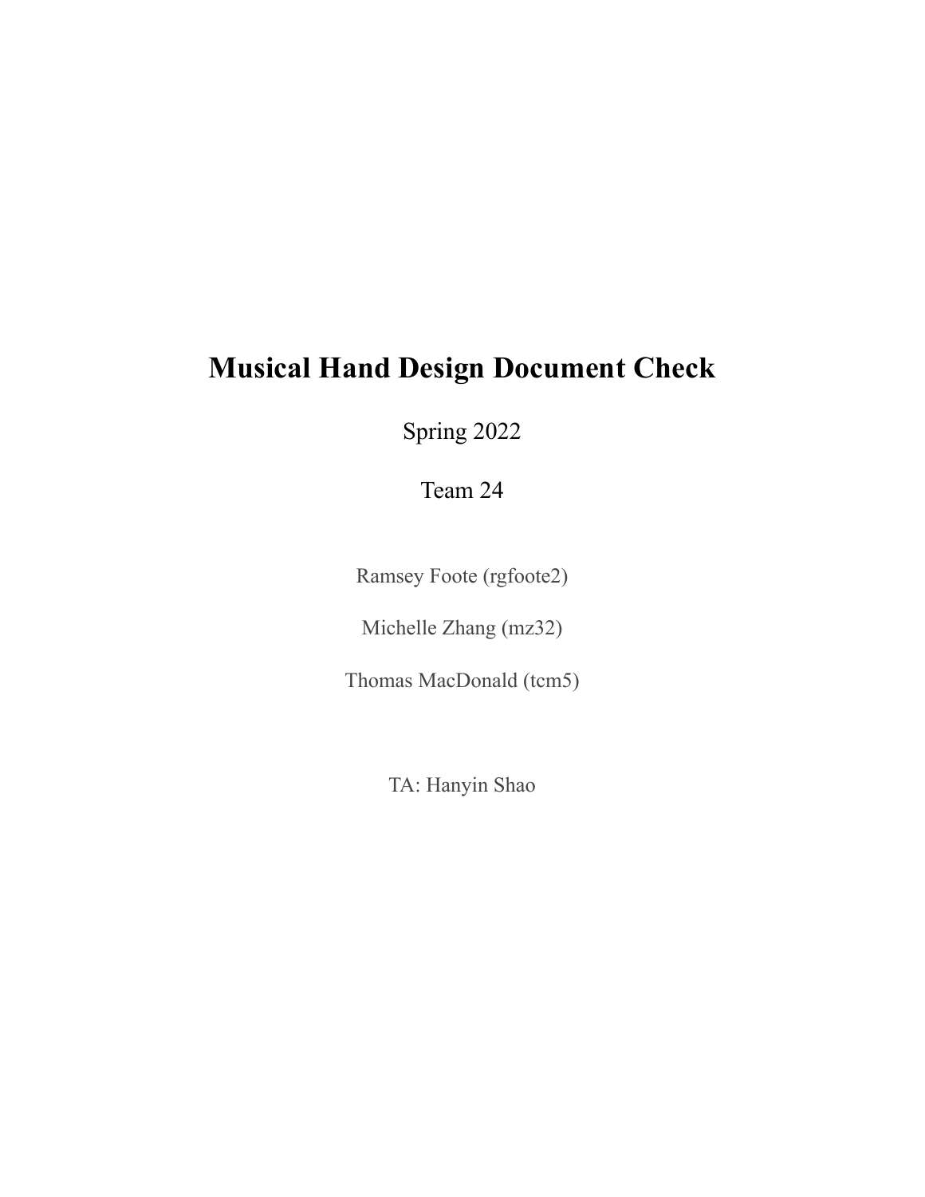# Musical Hand Design Document Check

Spring 2022

Team 24

Ramsey Foote (rgfoote2)

Michelle Zhang (mz32)

Thomas MacDonald (tcm5)

TA: Hanyin Shao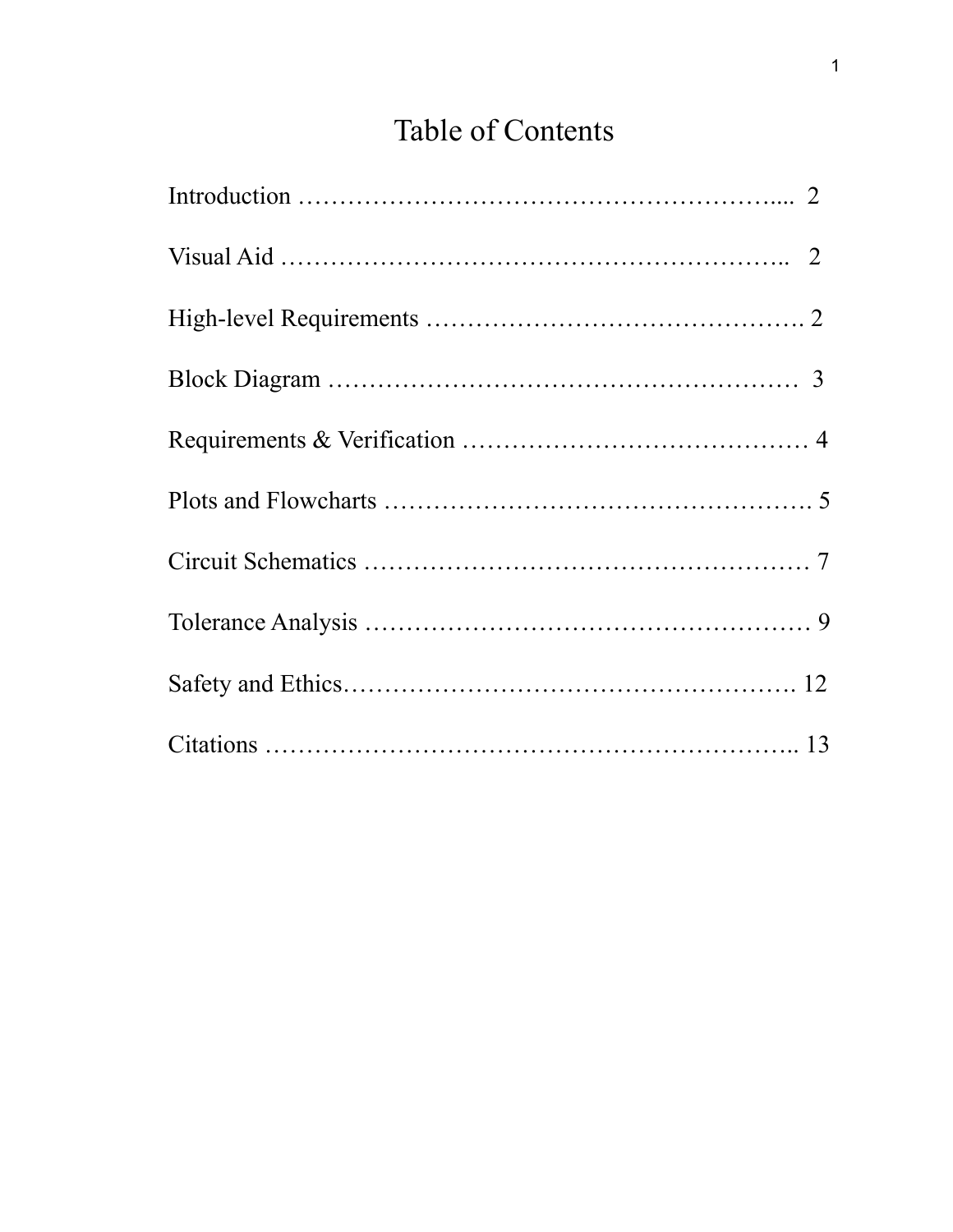# Table of Contents

Introduction ………………………………………………….... 2

Visual Aid …………………………………………………….. 2

High-level Requirements ……………………………………. 2

Block Diagram ………………………………………………… 3

Requirements & Verification …………………………………… 4

Plots and Flowcharts …………………………………………… 5

Circuit Schematics ……………………………………………… 7

Tolerance Analysis ……………………………………………… 9

Safety and Ethics………………………………………………. 12

Citations ……………………………………………………….. 13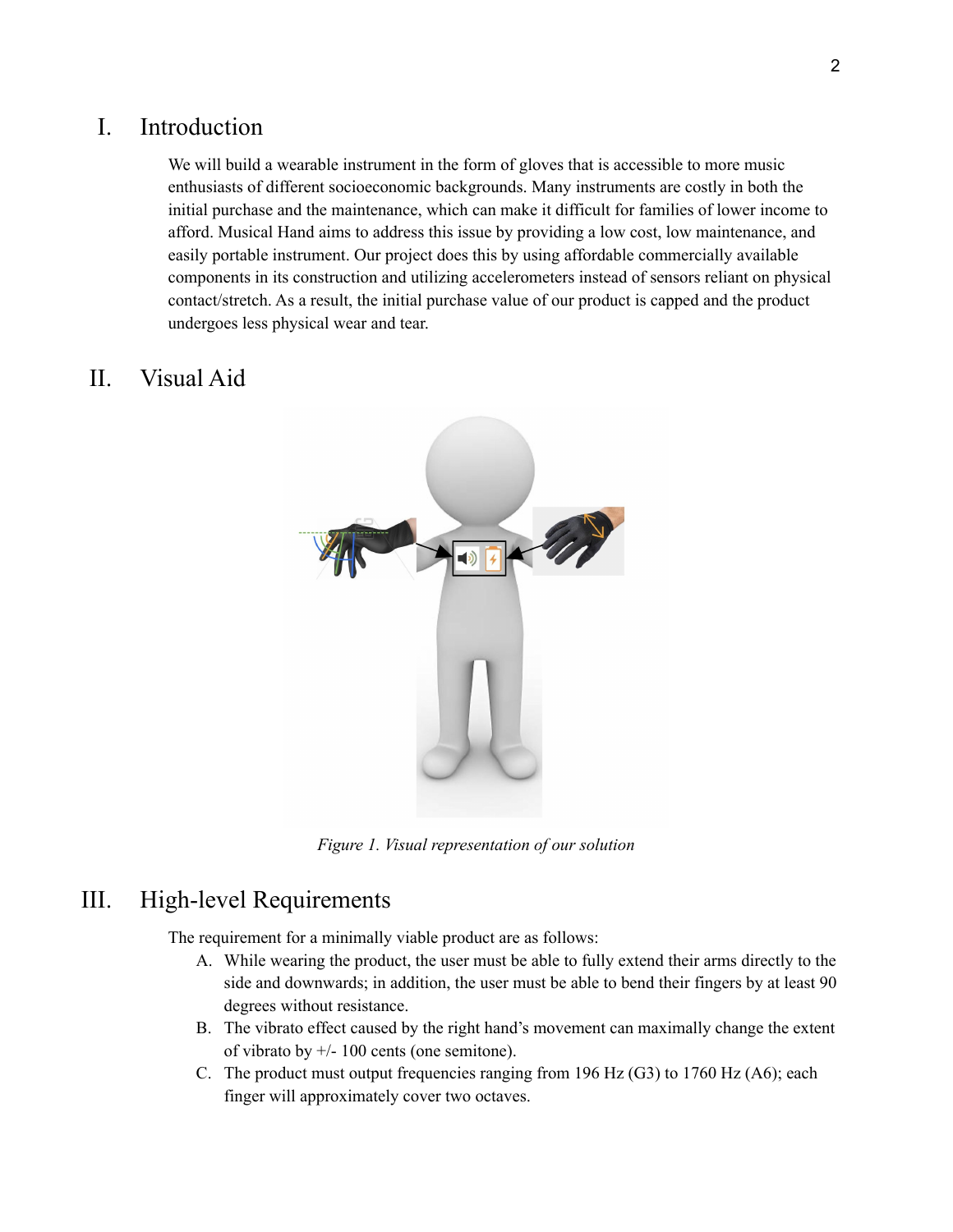## I. Introduction

We will build a wearable instrument in the form of gloves that is accessible to more music enthusiasts of different socioeconomic backgrounds. Many instruments are costly in both the initial purchase and the maintenance, which can make it difficult for families of lower income to afford. Musical Hand aims to address this issue by providing a low cost, low maintenance, and easily portable instrument. Our project does this by using affordable commercially available components in its construction and utilizing accelerometers instead of sensors reliant on physical contact/stretch. As a result, the initial purchase value of our product is capped and the product undergoes less physical wear and tear.

## II. Visual Aid

*Figure 1. Visual representation of our solution*

## III. High-level Requirements

The requirement for a minimally viable product are as follows:

A. While wearing the product, the user must be able to fully extend their arms directly to the side and downwards; in addition, the user must be able to bend their fingers by at least 90 degrees without resistance.
B. The vibrato effect caused by the right hand's movement can maximally change the extent of vibrato by +/- 100 cents (one semitone).
C. The product must output frequencies ranging from 196 Hz (G3) to 1760 Hz (A6); each finger will approximately cover two octaves.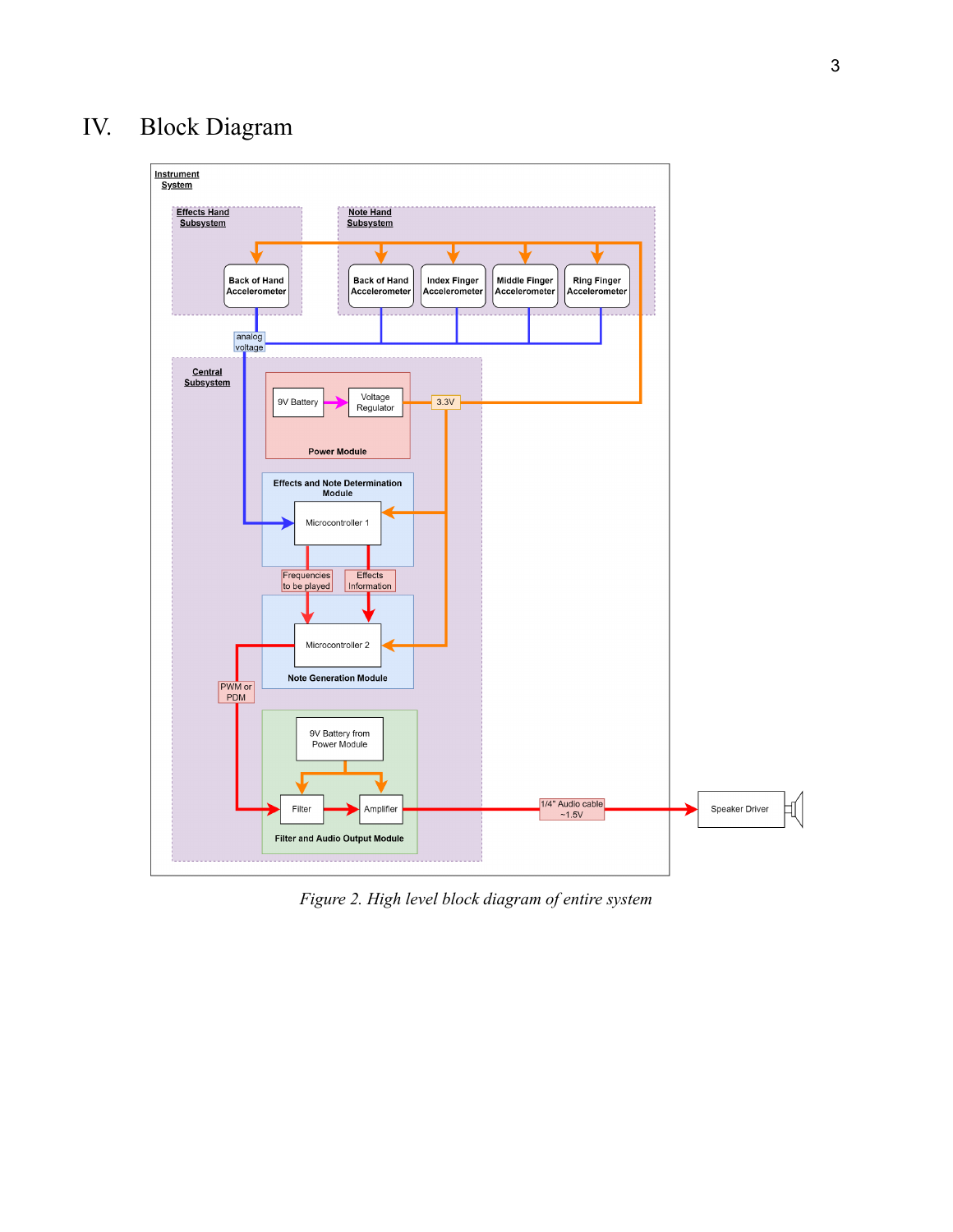# IV. Block Diagram

*Figure 2. High level block diagram of entire system*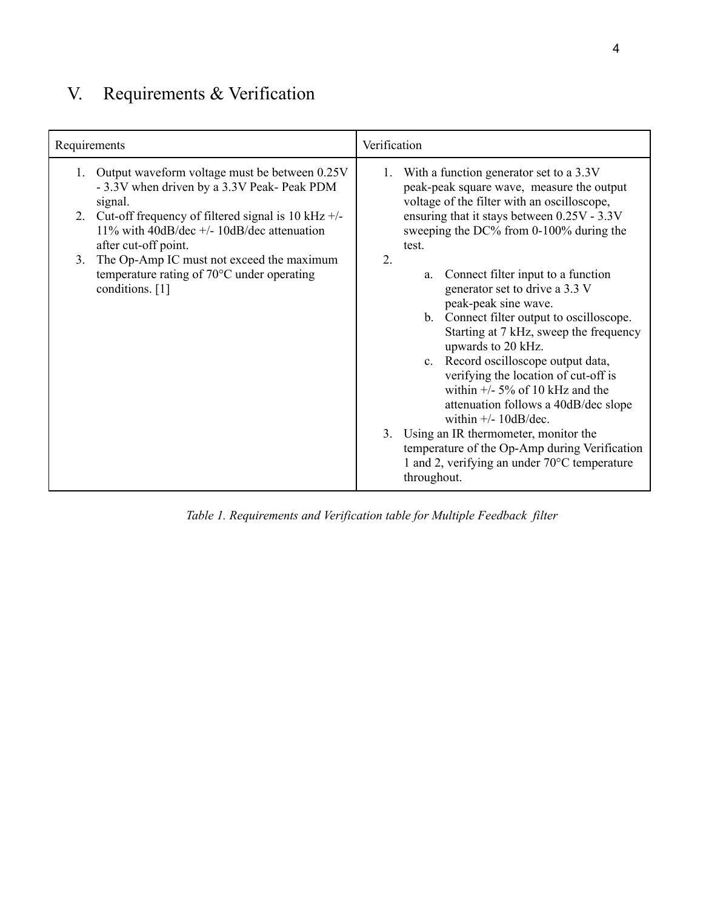# V. Requirements & Verification

| Requirements | Verification |
|---|---|
| 1. Output waveform voltage must be between 0.25V - 3.3V when driven by a 3.3V Peak- Peak PDM signal.<br>2. Cut-off frequency of filtered signal is 10 kHz +/- 11% with 40dB/dec +/- 10dB/dec attenuation after cut-off point.<br>3. The Op-Amp IC must not exceed the maximum temperature rating of 70°C under operating conditions. [1] | 1. With a function generator set to a 3.3V peak-peak square wave, measure the output voltage of the filter with an oscilloscope, ensuring that it stays between 0.25V - 3.3V sweeping the DC% from 0-100% during the test.<br>2.<br>a. Connect filter input to a function generator set to drive a 3.3 V peak-peak sine wave.<br>b. Connect filter output to oscilloscope. Starting at 7 kHz, sweep the frequency upwards to 20 kHz.<br>c. Record oscilloscope output data, verifying the location of cut-off is within +/- 5% of 10 kHz and the attenuation follows a 40dB/dec slope within +/- 10dB/dec.<br>3. Using an IR thermometer, monitor the temperature of the Op-Amp during Verification 1 and 2, verifying an under 70°C temperature throughout. |

*Table 1. Requirements and Verification table for Multiple Feedback filter*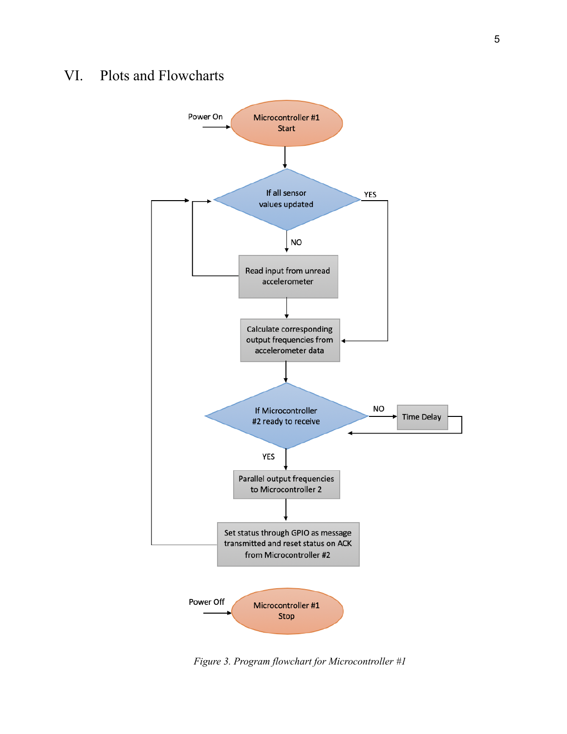# VI. Plots and Flowcharts

*Figure 3. Program flowchart for Microcontroller #1*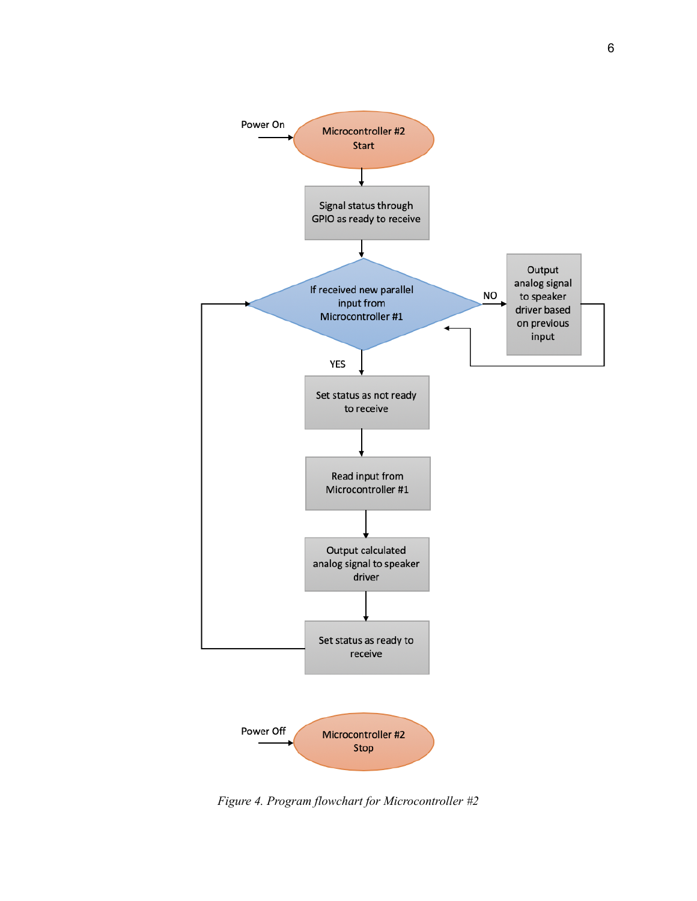Power On

Microcontroller #2 Start

Signal status through GPIO as ready to receive

If received new parallel input from Microcontroller #1

NO

Output analog signal to speaker driver based on previous input

YES

Set status as not ready to receive

Read input from Microcontroller #1

Output calculated analog signal to speaker driver

Set status as ready to receive

Power Off

Microcontroller #2 Stop

*Figure 4. Program flowchart for Microcontroller #2*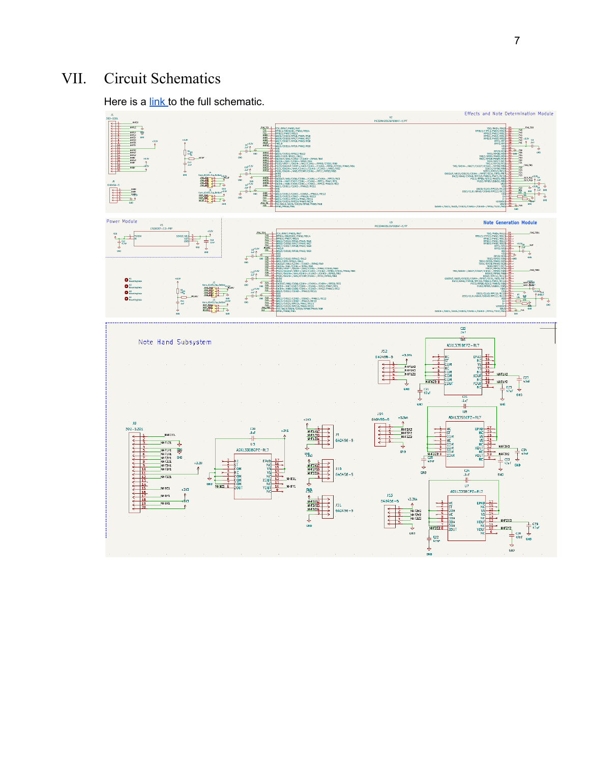# VII. Circuit Schematics

Here is a link to the full schematic.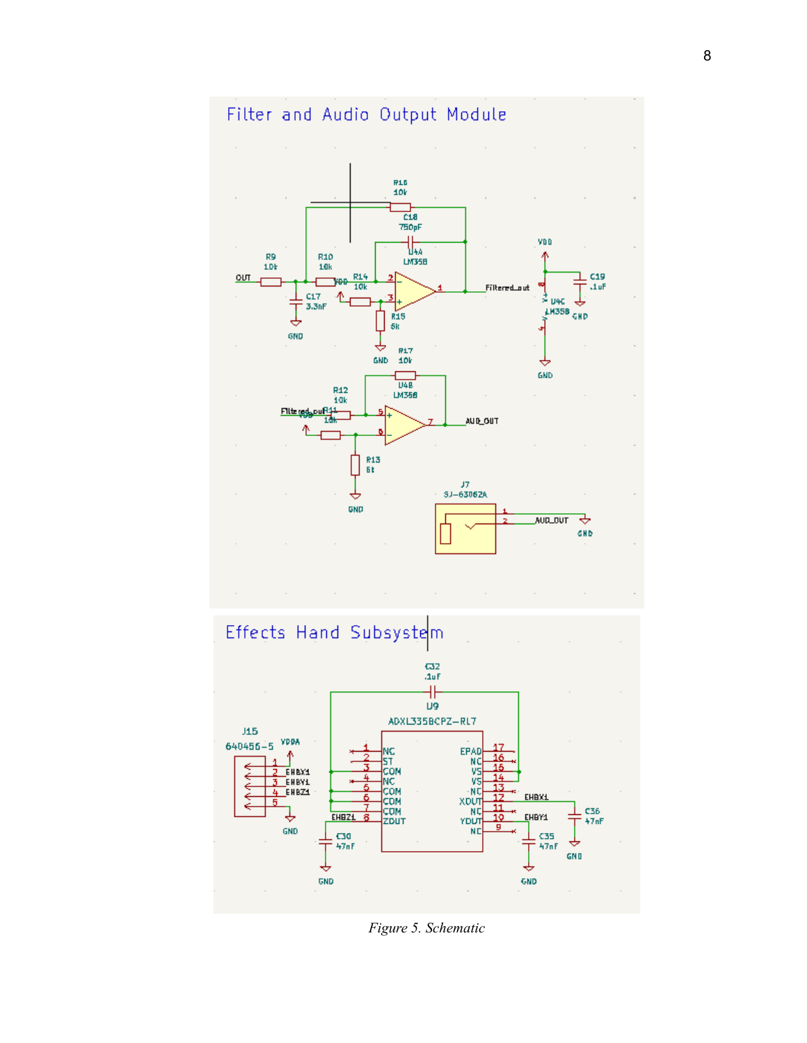*Figure 5. Schematic*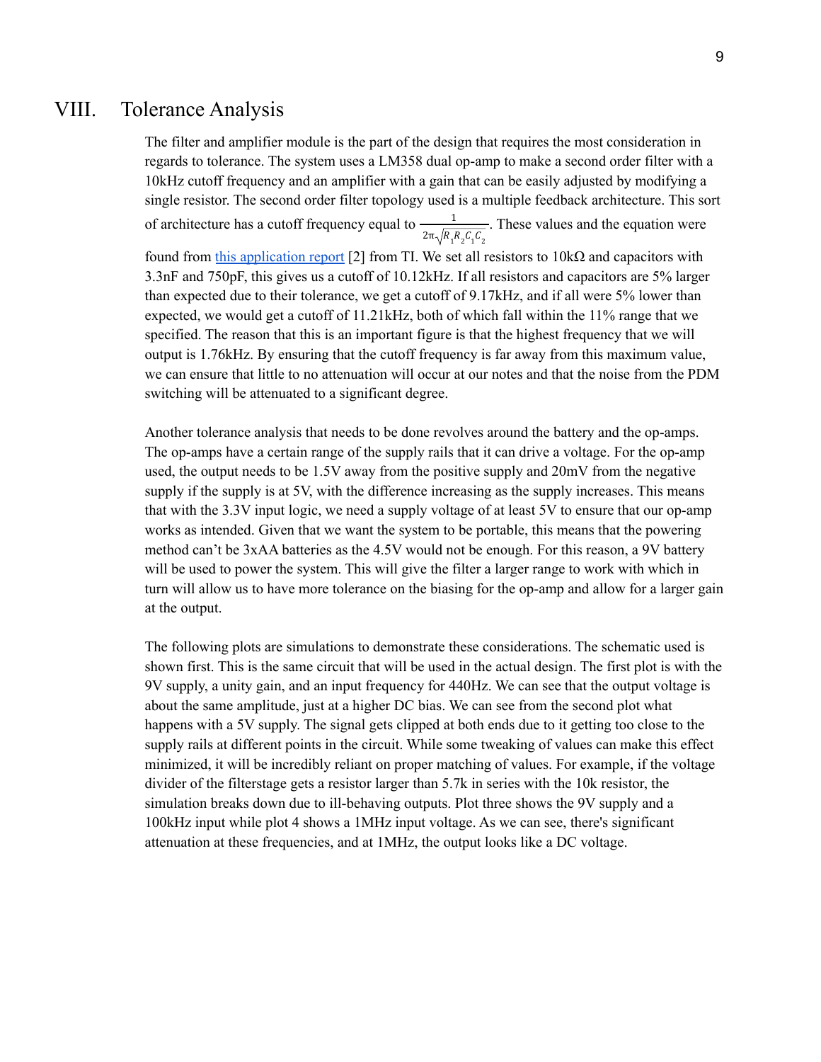# VIII. Tolerance Analysis

The filter and amplifier module is the part of the design that requires the most consideration in regards to tolerance. The system uses a LM358 dual op-amp to make a second order filter with a 10kHz cutoff frequency and an amplifier with a gain that can be easily adjusted by modifying a single resistor. The second order filter topology used is a multiple feedback architecture. This sort of architecture has a cutoff frequency equal to $\frac{1}{2\pi\sqrt{R_1 R_2 C_1 C_2}}$. These values and the equation were found from this application report [2] from TI. We set all resistors to 10kΩ and capacitors with 3.3nF and 750pF, this gives us a cutoff of 10.12kHz. If all resistors and capacitors are 5% larger than expected due to their tolerance, we get a cutoff of 9.17kHz, and if all were 5% lower than expected, we would get a cutoff of 11.21kHz, both of which fall within the 11% range that we specified. The reason that this is an important figure is that the highest frequency that we will output is 1.76kHz. By ensuring that the cutoff frequency is far away from this maximum value, we can ensure that little to no attenuation will occur at our notes and that the noise from the PDM switching will be attenuated to a significant degree.

Another tolerance analysis that needs to be done revolves around the battery and the op-amps. The op-amps have a certain range of the supply rails that it can drive a voltage. For the op-amp used, the output needs to be 1.5V away from the positive supply and 20mV from the negative supply if the supply is at 5V, with the difference increasing as the supply increases. This means that with the 3.3V input logic, we need a supply voltage of at least 5V to ensure that our op-amp works as intended. Given that we want the system to be portable, this means that the powering method can't be 3xAA batteries as the 4.5V would not be enough. For this reason, a 9V battery will be used to power the system. This will give the filter a larger range to work with which in turn will allow us to have more tolerance on the biasing for the op-amp and allow for a larger gain at the output.

The following plots are simulations to demonstrate these considerations. The schematic used is shown first. This is the same circuit that will be used in the actual design. The first plot is with the 9V supply, a unity gain, and an input frequency for 440Hz. We can see that the output voltage is about the same amplitude, just at a higher DC bias. We can see from the second plot what happens with a 5V supply. The signal gets clipped at both ends due to it getting too close to the supply rails at different points in the circuit. While some tweaking of values can make this effect minimized, it will be incredibly reliant on proper matching of values. For example, if the voltage divider of the filterstage gets a resistor larger than 5.7k in series with the 10k resistor, the simulation breaks down due to ill-behaving outputs. Plot three shows the 9V supply and a 100kHz input while plot 4 shows a 1MHz input voltage. As we can see, there's significant attenuation at these frequencies, and at 1MHz, the output looks like a DC voltage.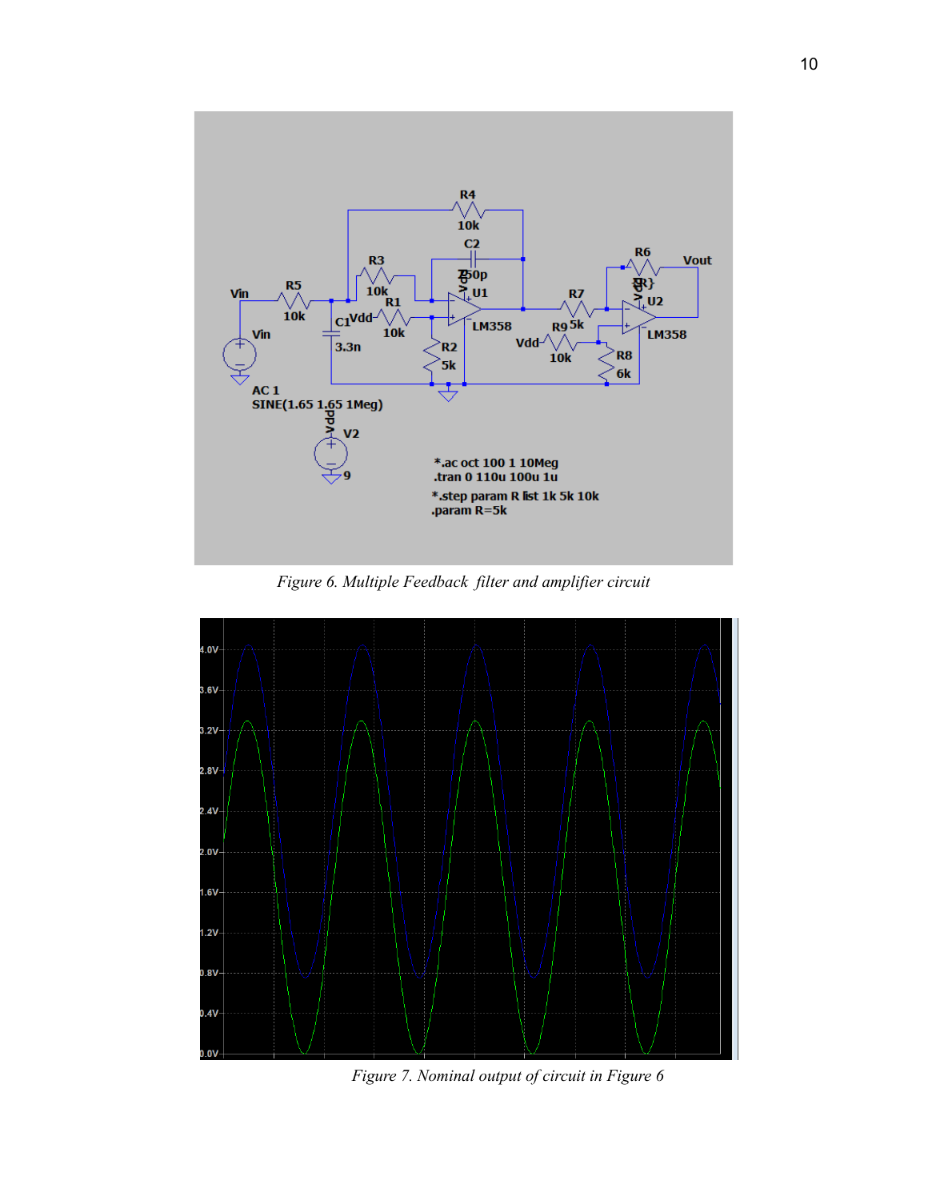*Figure 6. Multiple Feedback  filter and amplifier circuit*

*Figure 7. Nominal output of circuit in Figure 6*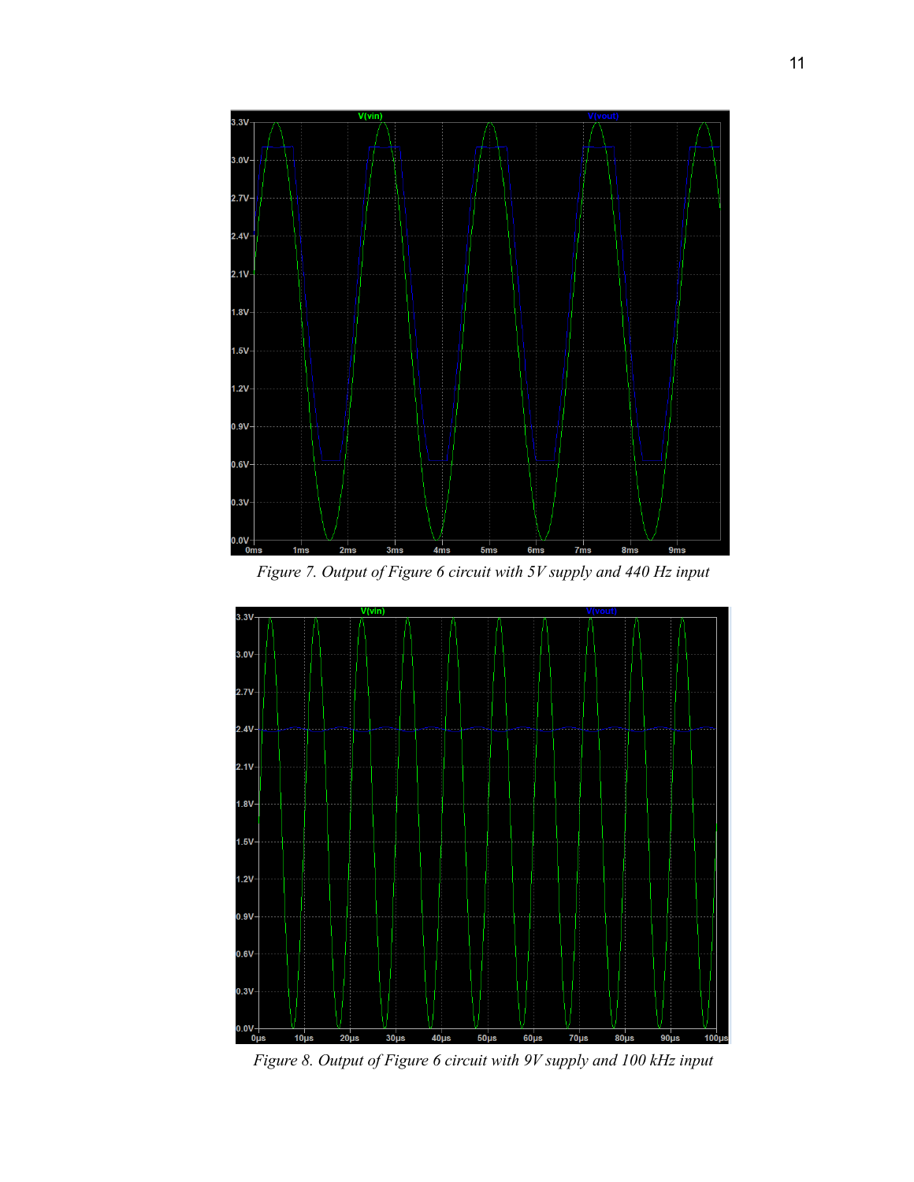Figure 7. Output of Figure 6 circuit with 5V supply and 440 Hz input

Figure 8. Output of Figure 6 circuit with 9V supply and 100 kHz input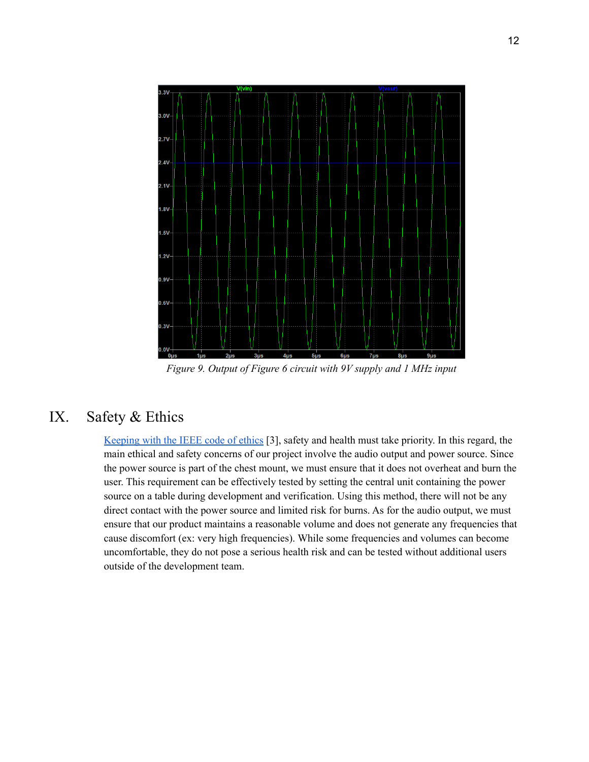*Figure 9. Output of Figure 6 circuit with 9V supply and 1 MHz input*

## IX. Safety & Ethics

[Keeping with the IEEE code of ethics] [3], safety and health must take priority. In this regard, the main ethical and safety concerns of our project involve the audio output and power source. Since the power source is part of the chest mount, we must ensure that it does not overheat and burn the user. This requirement can be effectively tested by setting the central unit containing the power source on a table during development and verification. Using this method, there will not be any direct contact with the power source and limited risk for burns. As for the audio output, we must ensure that our product maintains a reasonable volume and does not generate any frequencies that cause discomfort (ex: very high frequencies). While some frequencies and volumes can become uncomfortable, they do not pose a serious health risk and can be tested without additional users outside of the development team.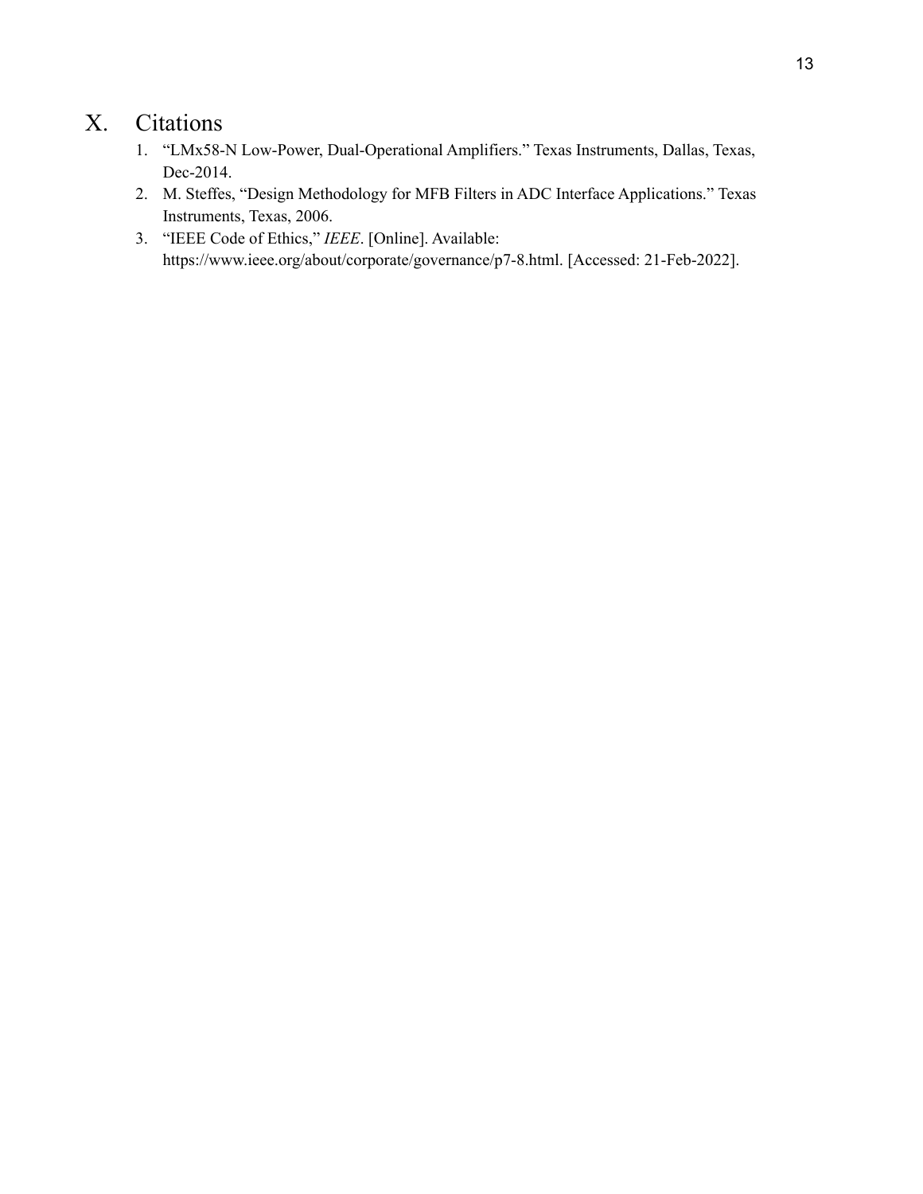# X. Citations

1. "LMx58-N Low-Power, Dual-Operational Amplifiers." Texas Instruments, Dallas, Texas, Dec-2014.
2. M. Steffes, "Design Methodology for MFB Filters in ADC Interface Applications." Texas Instruments, Texas, 2006.
3. "IEEE Code of Ethics," *IEEE*. [Online]. Available: https://www.ieee.org/about/corporate/governance/p7-8.html. [Accessed: 21-Feb-2022].